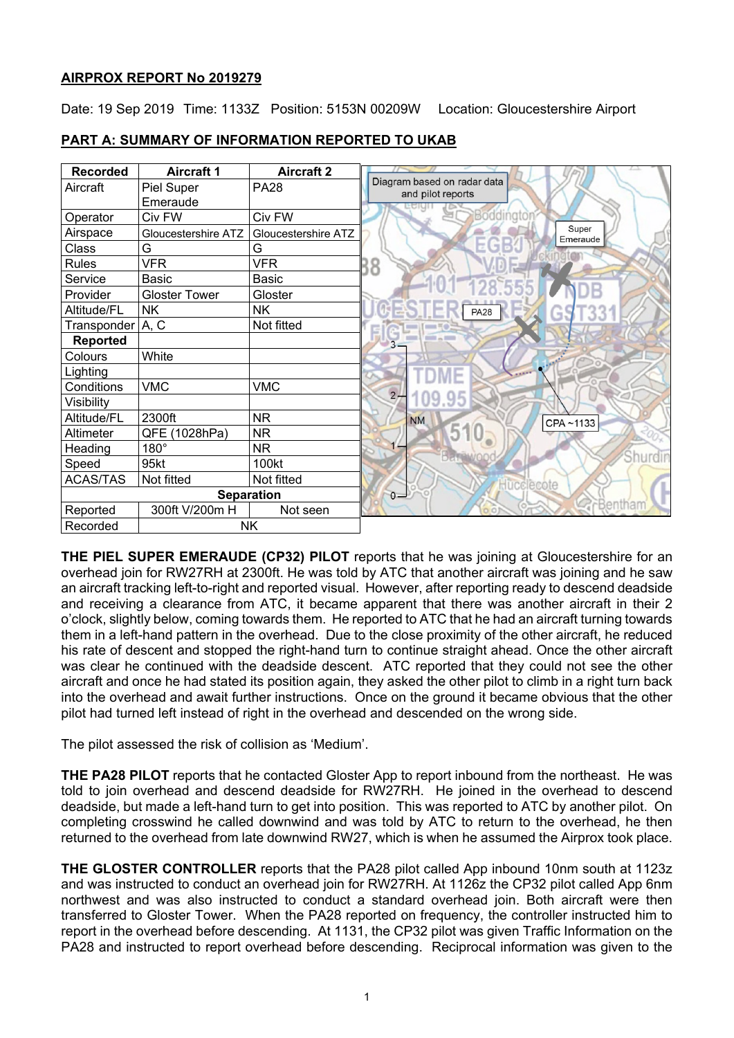**AIRPROX REPORT No 2019279**

Date: 19 Sep 2019 Time: 1133Z Position: 5153N 00209W Location: Gloucestershire Airport

**PART A: SUMMARY OF INFORMATION REPORTED TO UKAB**

| Recorded | Aircraft 1 | Aircraft 2 |
|---|---|---|
| Aircraft | Piel Super Emeraude | PA28 |
| Operator | Civ FW | Civ FW |
| Airspace | Gloucestershire ATZ | Gloucestershire ATZ |
| Class | G | G |
| Rules | VFR | VFR |
| Service | Basic | Basic |
| Provider | Gloster Tower | Gloster |
| Altitude/FL | NK | NK |
| Transponder | A, C | Not fitted |
| **Reported** | | |
| Colours | White | |
| Lighting | | |
| Conditions | VMC | VMC |
| Visibility | | |
| Altitude/FL | 2300ft | NR |
| Altimeter | QFE (1028hPa) | NR |
| Heading | 180° | NR |
| Speed | 95kt | 100kt |
| ACAS/TAS | Not fitted | Not fitted |
| **Separation** | | |
| Reported | 300ft V/200m H | Not seen |
| Recorded | NK | |

Diagram based on radar data and pilot reports

**THE PIEL SUPER EMERAUDE (CP32) PILOT** reports that he was joining at Gloucestershire for an overhead join for RW27RH at 2300ft. He was told by ATC that another aircraft was joining and he saw an aircraft tracking left-to-right and reported visual. However, after reporting ready to descend deadside and receiving a clearance from ATC, it became apparent that there was another aircraft in their 2 o'clock, slightly below, coming towards them. He reported to ATC that he had an aircraft turning towards them in a left-hand pattern in the overhead. Due to the close proximity of the other aircraft, he reduced his rate of descent and stopped the right-hand turn to continue straight ahead. Once the other aircraft was clear he continued with the deadside descent. ATC reported that they could not see the other aircraft and once he had stated its position again, they asked the other pilot to climb in a right turn back into the overhead and await further instructions. Once on the ground it became obvious that the other pilot had turned left instead of right in the overhead and descended on the wrong side.

The pilot assessed the risk of collision as 'Medium'.

**THE PA28 PILOT** reports that he contacted Gloster App to report inbound from the northeast. He was told to join overhead and descend deadside for RW27RH. He joined in the overhead to descend deadside, but made a left-hand turn to get into position. This was reported to ATC by another pilot. On completing crosswind he called downwind and was told by ATC to return to the overhead, he then returned to the overhead from late downwind RW27, which is when he assumed the Airprox took place.

**THE GLOSTER CONTROLLER** reports that the PA28 pilot called App inbound 10nm south at 1123z and was instructed to conduct an overhead join for RW27RH. At 1126z the CP32 pilot called App 6nm northwest and was also instructed to conduct a standard overhead join. Both aircraft were then transferred to Gloster Tower. When the PA28 reported on frequency, the controller instructed him to report in the overhead before descending. At 1131, the CP32 pilot was given Traffic Information on the PA28 and instructed to report overhead before descending. Reciprocal information was given to the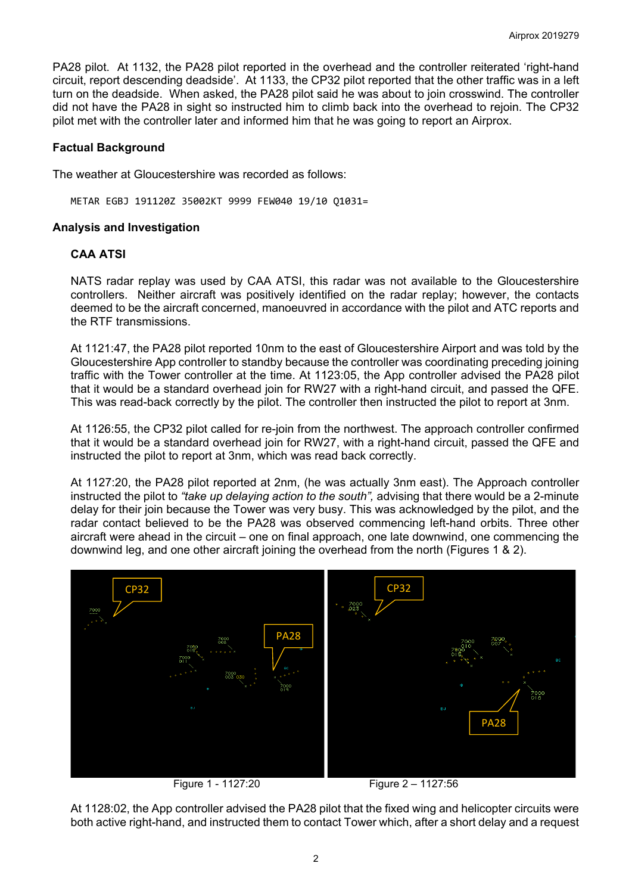PA28 pilot. At 1132, the PA28 pilot reported in the overhead and the controller reiterated 'right-hand circuit, report descending deadside'. At 1133, the CP32 pilot reported that the other traffic was in a left turn on the deadside. When asked, the PA28 pilot said he was about to join crosswind. The controller did not have the PA28 in sight so instructed him to climb back into the overhead to rejoin. The CP32 pilot met with the controller later and informed him that he was going to report an Airprox.

### Factual Background

The weather at Gloucestershire was recorded as follows:

```
METAR EGBJ 191120Z 35002KT 9999 FEW040 19/10 Q1031=
```

### Analysis and Investigation

#### CAA ATSI

NATS radar replay was used by CAA ATSI, this radar was not available to the Gloucestershire controllers. Neither aircraft was positively identified on the radar replay; however, the contacts deemed to be the aircraft concerned, manoeuvred in accordance with the pilot and ATC reports and the RTF transmissions.

At 1121:47, the PA28 pilot reported 10nm to the east of Gloucestershire Airport and was told by the Gloucestershire App controller to standby because the controller was coordinating preceding joining traffic with the Tower controller at the time. At 1123:05, the App controller advised the PA28 pilot that it would be a standard overhead join for RW27 with a right-hand circuit, and passed the QFE. This was read-back correctly by the pilot. The controller then instructed the pilot to report at 3nm.

At 1126:55, the CP32 pilot called for re-join from the northwest. The approach controller confirmed that it would be a standard overhead join for RW27, with a right-hand circuit, passed the QFE and instructed the pilot to report at 3nm, which was read back correctly.

At 1127:20, the PA28 pilot reported at 2nm, (he was actually 3nm east). The Approach controller instructed the pilot to *"take up delaying action to the south",* advising that there would be a 2-minute delay for their join because the Tower was very busy. This was acknowledged by the pilot, and the radar contact believed to be the PA28 was observed commencing left-hand orbits. Three other aircraft were ahead in the circuit – one on final approach, one late downwind, one commencing the downwind leg, and one other aircraft joining the overhead from the north (Figures 1 & 2).

Figure 1 - 1127:20

Figure 2 – 1127:56

At 1128:02, the App controller advised the PA28 pilot that the fixed wing and helicopter circuits were both active right-hand, and instructed them to contact Tower which, after a short delay and a request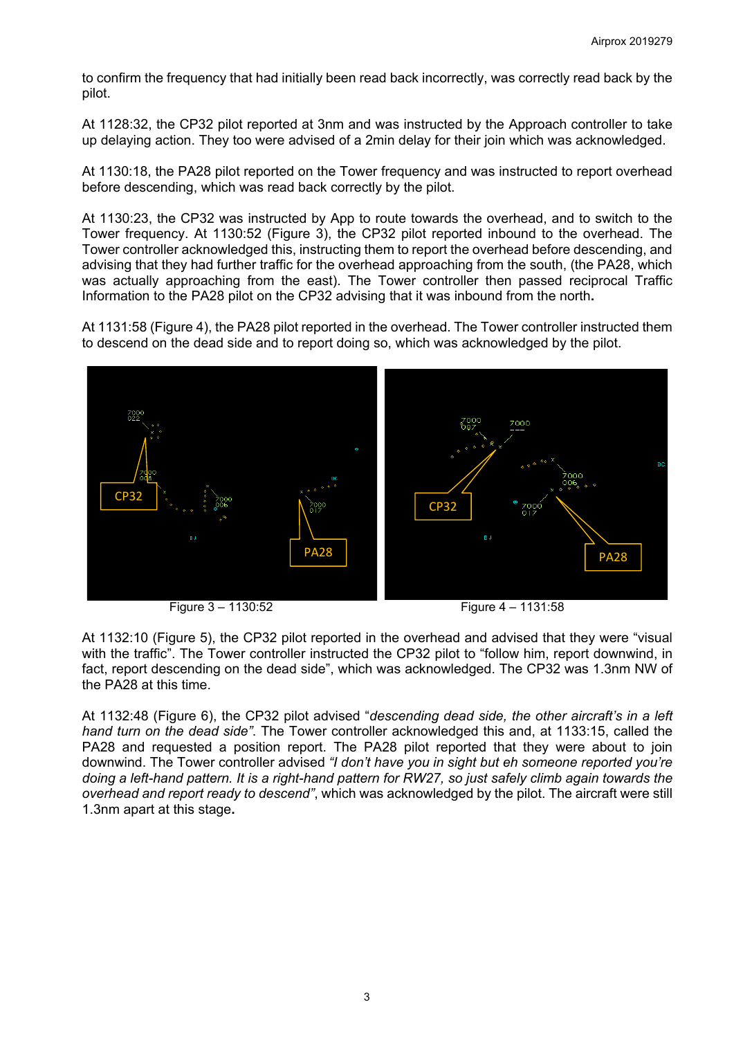to confirm the frequency that had initially been read back incorrectly, was correctly read back by the pilot.

At 1128:32, the CP32 pilot reported at 3nm and was instructed by the Approach controller to take up delaying action. They too were advised of a 2min delay for their join which was acknowledged.

At 1130:18, the PA28 pilot reported on the Tower frequency and was instructed to report overhead before descending, which was read back correctly by the pilot.

At 1130:23, the CP32 was instructed by App to route towards the overhead, and to switch to the Tower frequency. At 1130:52 (Figure 3), the CP32 pilot reported inbound to the overhead. The Tower controller acknowledged this, instructing them to report the overhead before descending, and advising that they had further traffic for the overhead approaching from the south, (the PA28, which was actually approaching from the east). The Tower controller then passed reciprocal Traffic Information to the PA28 pilot on the CP32 advising that it was inbound from the north.

At 1131:58 (Figure 4), the PA28 pilot reported in the overhead. The Tower controller instructed them to descend on the dead side and to report doing so, which was acknowledged by the pilot.

Figure 3 – 1130:52

Figure 4 – 1131:58

At 1132:10 (Figure 5), the CP32 pilot reported in the overhead and advised that they were "visual with the traffic". The Tower controller instructed the CP32 pilot to "follow him, report downwind, in fact, report descending on the dead side", which was acknowledged. The CP32 was 1.3nm NW of the PA28 at this time.

At 1132:48 (Figure 6), the CP32 pilot advised "*descending dead side, the other aircraft's in a left hand turn on the dead side*". The Tower controller acknowledged this and, at 1133:15, called the PA28 and requested a position report. The PA28 pilot reported that they were about to join downwind. The Tower controller advised *"I don't have you in sight but eh someone reported you're doing a left-hand pattern. It is a right-hand pattern for RW27, so just safely climb again towards the overhead and report ready to descend"*, which was acknowledged by the pilot. The aircraft were still 1.3nm apart at this stage.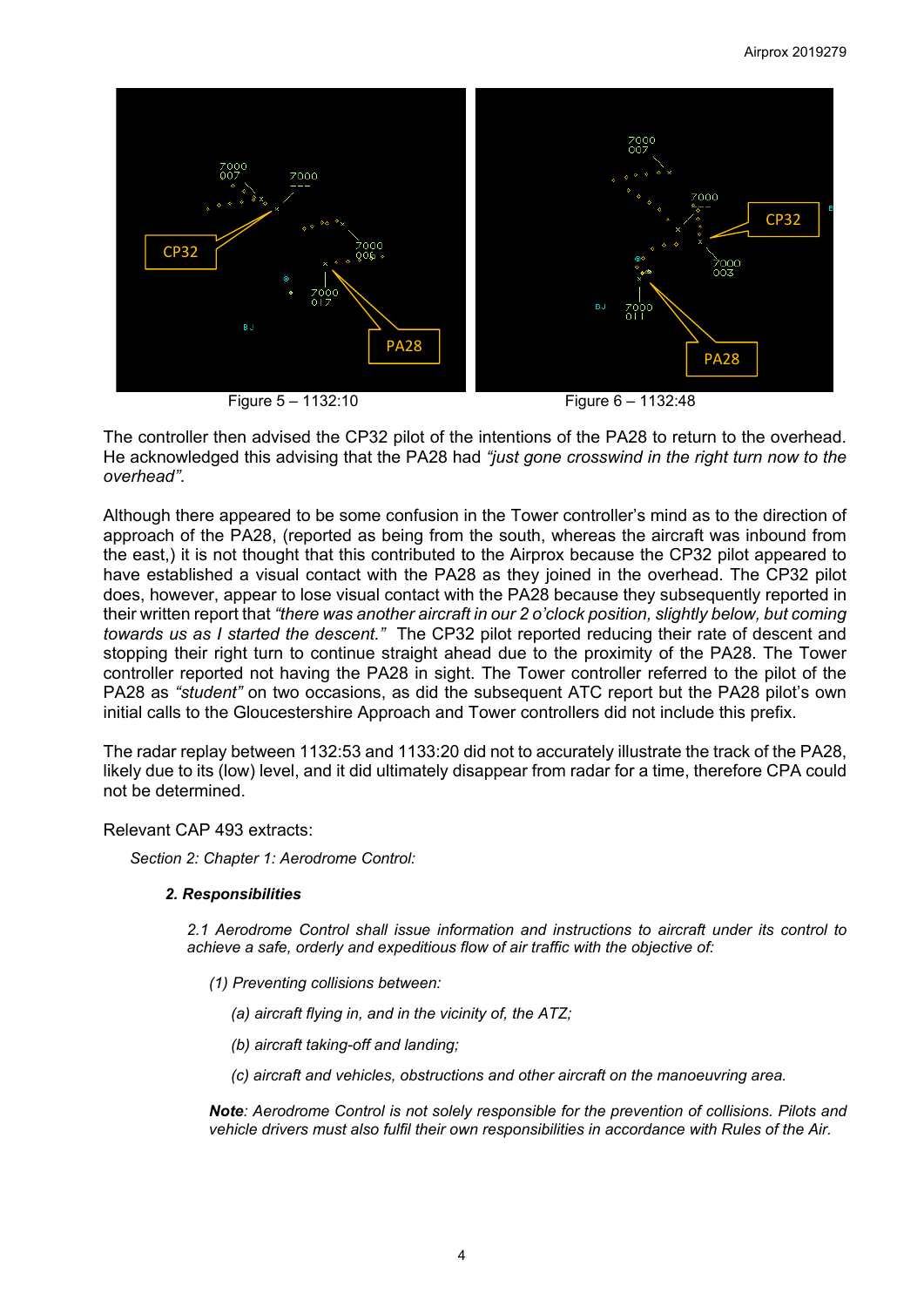Figure 5 – 1132:10

Figure 6 – 1132:48

The controller then advised the CP32 pilot of the intentions of the PA28 to return to the overhead. He acknowledged this advising that the PA28 had *"just gone crosswind in the right turn now to the overhead"*.

Although there appeared to be some confusion in the Tower controller's mind as to the direction of approach of the PA28, (reported as being from the south, whereas the aircraft was inbound from the east,) it is not thought that this contributed to the Airprox because the CP32 pilot appeared to have established a visual contact with the PA28 as they joined in the overhead. The CP32 pilot does, however, appear to lose visual contact with the PA28 because they subsequently reported in their written report that *"there was another aircraft in our 2 o'clock position, slightly below, but coming towards us as I started the descent."* The CP32 pilot reported reducing their rate of descent and stopping their right turn to continue straight ahead due to the proximity of the PA28. The Tower controller reported not having the PA28 in sight. The Tower controller referred to the pilot of the PA28 as *"student"* on two occasions, as did the subsequent ATC report but the PA28 pilot's own initial calls to the Gloucestershire Approach and Tower controllers did not include this prefix.

The radar replay between 1132:53 and 1133:20 did not to accurately illustrate the track of the PA28, likely due to its (low) level, and it did ultimately disappear from radar for a time, therefore CPA could not be determined.

Relevant CAP 493 extracts:

*Section 2: Chapter 1: Aerodrome Control:*

***2. Responsibilities***

*2.1 Aerodrome Control shall issue information and instructions to aircraft under its control to achieve a safe, orderly and expeditious flow of air traffic with the objective of:*

*(1) Preventing collisions between:*

*(a) aircraft flying in, and in the vicinity of, the ATZ;*

*(b) aircraft taking-off and landing;*

*(c) aircraft and vehicles, obstructions and other aircraft on the manoeuvring area.*

***Note****: Aerodrome Control is not solely responsible for the prevention of collisions. Pilots and vehicle drivers must also fulfil their own responsibilities in accordance with Rules of the Air.*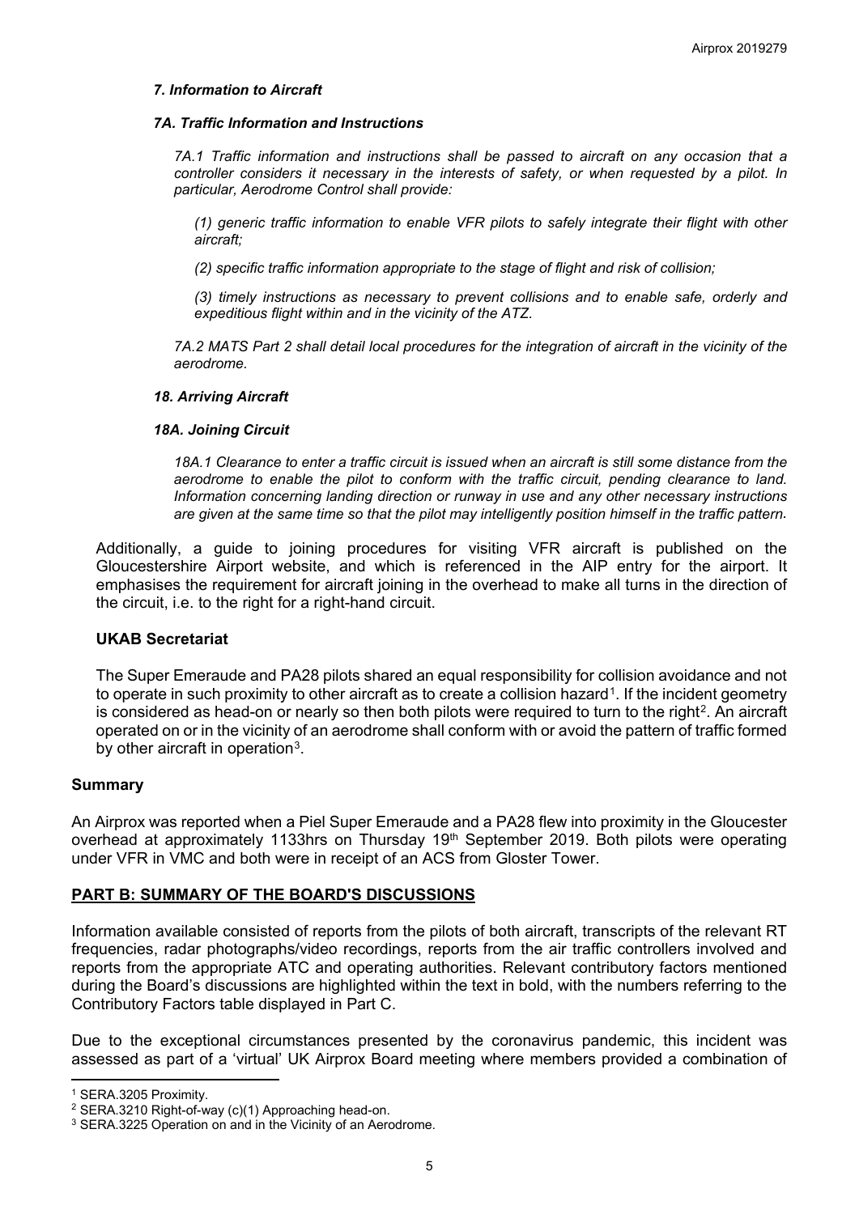### *7. Information to Aircraft*

#### *7A. Traffic Information and Instructions*

*7A.1 Traffic information and instructions shall be passed to aircraft on any occasion that a controller considers it necessary in the interests of safety, or when requested by a pilot. In particular, Aerodrome Control shall provide:*

*(1) generic traffic information to enable VFR pilots to safely integrate their flight with other aircraft;*

*(2) specific traffic information appropriate to the stage of flight and risk of collision;*

*(3) timely instructions as necessary to prevent collisions and to enable safe, orderly and expeditious flight within and in the vicinity of the ATZ.*

*7A.2 MATS Part 2 shall detail local procedures for the integration of aircraft in the vicinity of the aerodrome.*

### *18. Arriving Aircraft*

#### *18A. Joining Circuit*

*18A.1 Clearance to enter a traffic circuit is issued when an aircraft is still some distance from the aerodrome to enable the pilot to conform with the traffic circuit, pending clearance to land. Information concerning landing direction or runway in use and any other necessary instructions are given at the same time so that the pilot may intelligently position himself in the traffic pattern.*

Additionally, a guide to joining procedures for visiting VFR aircraft is published on the Gloucestershire Airport website, and which is referenced in the AIP entry for the airport. It emphasises the requirement for aircraft joining in the overhead to make all turns in the direction of the circuit, i.e. to the right for a right-hand circuit.

## UKAB Secretariat

The Super Emeraude and PA28 pilots shared an equal responsibility for collision avoidance and not to operate in such proximity to other aircraft as to create a collision hazard[1]. If the incident geometry is considered as head-on or nearly so then both pilots were required to turn to the right[2]. An aircraft operated on or in the vicinity of an aerodrome shall conform with or avoid the pattern of traffic formed by other aircraft in operation[3].

## Summary

An Airprox was reported when a Piel Super Emeraude and a PA28 flew into proximity in the Gloucester overhead at approximately 1133hrs on Thursday 19th September 2019. Both pilots were operating under VFR in VMC and both were in receipt of an ACS from Gloster Tower.

## PART B: SUMMARY OF THE BOARD'S DISCUSSIONS

Information available consisted of reports from the pilots of both aircraft, transcripts of the relevant RT frequencies, radar photographs/video recordings, reports from the air traffic controllers involved and reports from the appropriate ATC and operating authorities. Relevant contributory factors mentioned during the Board's discussions are highlighted within the text in bold, with the numbers referring to the Contributory Factors table displayed in Part C.

Due to the exceptional circumstances presented by the coronavirus pandemic, this incident was assessed as part of a 'virtual' UK Airprox Board meeting where members provided a combination of

---

[1] SERA.3205 Proximity.

[2] SERA.3210 Right-of-way (c)(1) Approaching head-on.

[3] SERA.3225 Operation on and in the Vicinity of an Aerodrome.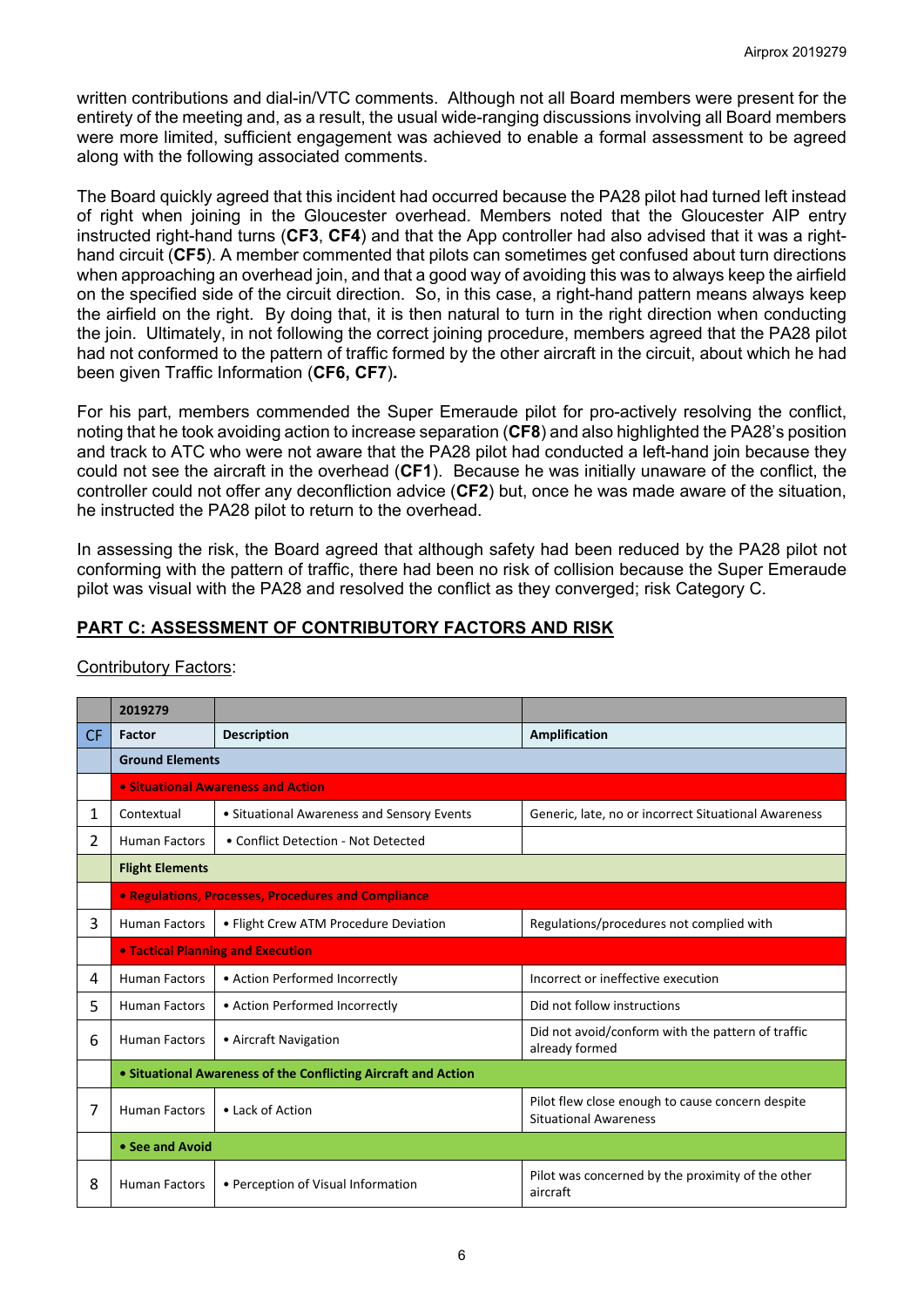written contributions and dial-in/VTC comments. Although not all Board members were present for the entirety of the meeting and, as a result, the usual wide-ranging discussions involving all Board members were more limited, sufficient engagement was achieved to enable a formal assessment to be agreed along with the following associated comments.

The Board quickly agreed that this incident had occurred because the PA28 pilot had turned left instead of right when joining in the Gloucester overhead. Members noted that the Gloucester AIP entry instructed right-hand turns (**CF3**, **CF4**) and that the App controller had also advised that it was a right-hand circuit (**CF5**). A member commented that pilots can sometimes get confused about turn directions when approaching an overhead join, and that a good way of avoiding this was to always keep the airfield on the specified side of the circuit direction. So, in this case, a right-hand pattern means always keep the airfield on the right. By doing that, it is then natural to turn in the right direction when conducting the join. Ultimately, in not following the correct joining procedure, members agreed that the PA28 pilot had not conformed to the pattern of traffic formed by the other aircraft in the circuit, about which he had been given Traffic Information (**CF6, CF7**).

For his part, members commended the Super Emeraude pilot for pro-actively resolving the conflict, noting that he took avoiding action to increase separation (**CF8**) and also highlighted the PA28's position and track to ATC who were not aware that the PA28 pilot had conducted a left-hand join because they could not see the aircraft in the overhead (**CF1**). Because he was initially unaware of the conflict, the controller could not offer any deconfliction advice (**CF2**) but, once he was made aware of the situation, he instructed the PA28 pilot to return to the overhead.

In assessing the risk, the Board agreed that although safety had been reduced by the PA28 pilot not conforming with the pattern of traffic, there had been no risk of collision because the Super Emeraude pilot was visual with the PA28 and resolved the conflict as they converged; risk Category C.

## PART C: ASSESSMENT OF CONTRIBUTORY FACTORS AND RISK

Contributory Factors:

| | 2019279 | | |
|---|---|---|---|
| CF | Factor | Description | Amplification |
| | **Ground Elements** | | |
| | **• Situational Awareness and Action** | | |
| 1 | Contextual | • Situational Awareness and Sensory Events | Generic, late, no or incorrect Situational Awareness |
| 2 | Human Factors | • Conflict Detection - Not Detected | |
| | **Flight Elements** | | |
| | **• Regulations, Processes, Procedures and Compliance** | | |
| 3 | Human Factors | • Flight Crew ATM Procedure Deviation | Regulations/procedures not complied with |
| | **• Tactical Planning and Execution** | | |
| 4 | Human Factors | • Action Performed Incorrectly | Incorrect or ineffective execution |
| 5 | Human Factors | • Action Performed Incorrectly | Did not follow instructions |
| 6 | Human Factors | • Aircraft Navigation | Did not avoid/conform with the pattern of traffic already formed |
| | **• Situational Awareness of the Conflicting Aircraft and Action** | | |
| 7 | Human Factors | • Lack of Action | Pilot flew close enough to cause concern despite Situational Awareness |
| | **• See and Avoid** | | |
| 8 | Human Factors | • Perception of Visual Information | Pilot was concerned by the proximity of the other aircraft |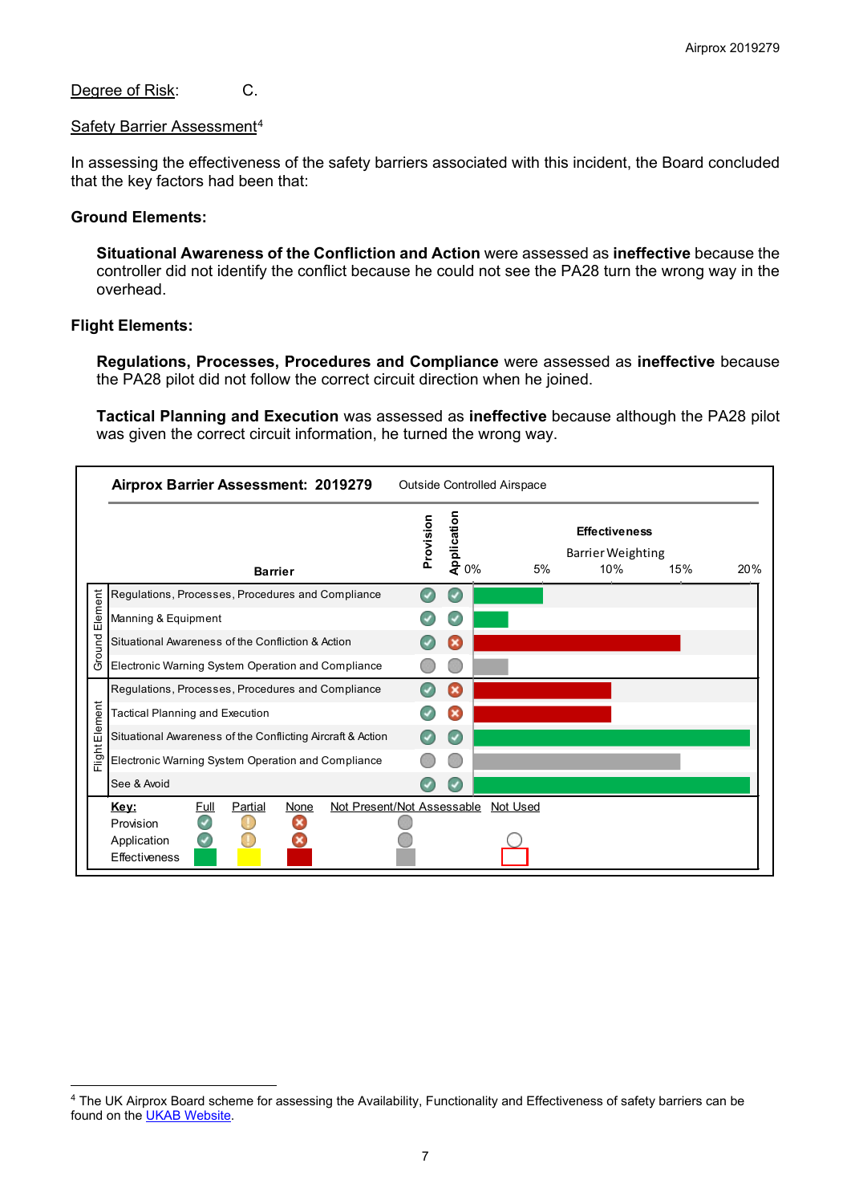Degree of Risk: C.

Safety Barrier Assessment[4]

In assessing the effectiveness of the safety barriers associated with this incident, the Board concluded that the key factors had been that:

**Ground Elements:**

**Situational Awareness of the Confliction and Action** were assessed as **ineffective** because the controller did not identify the conflict because he could not see the PA28 turn the wrong way in the overhead.

**Flight Elements:**

**Regulations, Processes, Procedures and Compliance** were assessed as **ineffective** because the PA28 pilot did not follow the correct circuit direction when he joined.

**Tactical Planning and Execution** was assessed as **ineffective** because although the PA28 pilot was given the correct circuit information, he turned the wrong way.

**Airprox Barrier Assessment: 2019279**

Outside Controlled Airspace

Barrier

Provision

Application

Effectiveness

Barrier Weighting

0%

5%

10%

15%

20%

Ground Element

Regulations, Processes, Procedures and Compliance

Manning & Equipment

Situational Awareness of the Confliction & Action

Electronic Warning System Operation and Compliance

Flight Element

Regulations, Processes, Procedures and Compliance

Tactical Planning and Execution

Situational Awareness of the Conflicting Aircraft & Action

Electronic Warning System Operation and Compliance

See & Avoid

Key: Full, Partial, None, Not Present/Not Assessable, Not Used

Provision

Application

Effectiveness

[4] The UK Airprox Board scheme for assessing the Availability, Functionality and Effectiveness of safety barriers can be found on the UKAB Website.